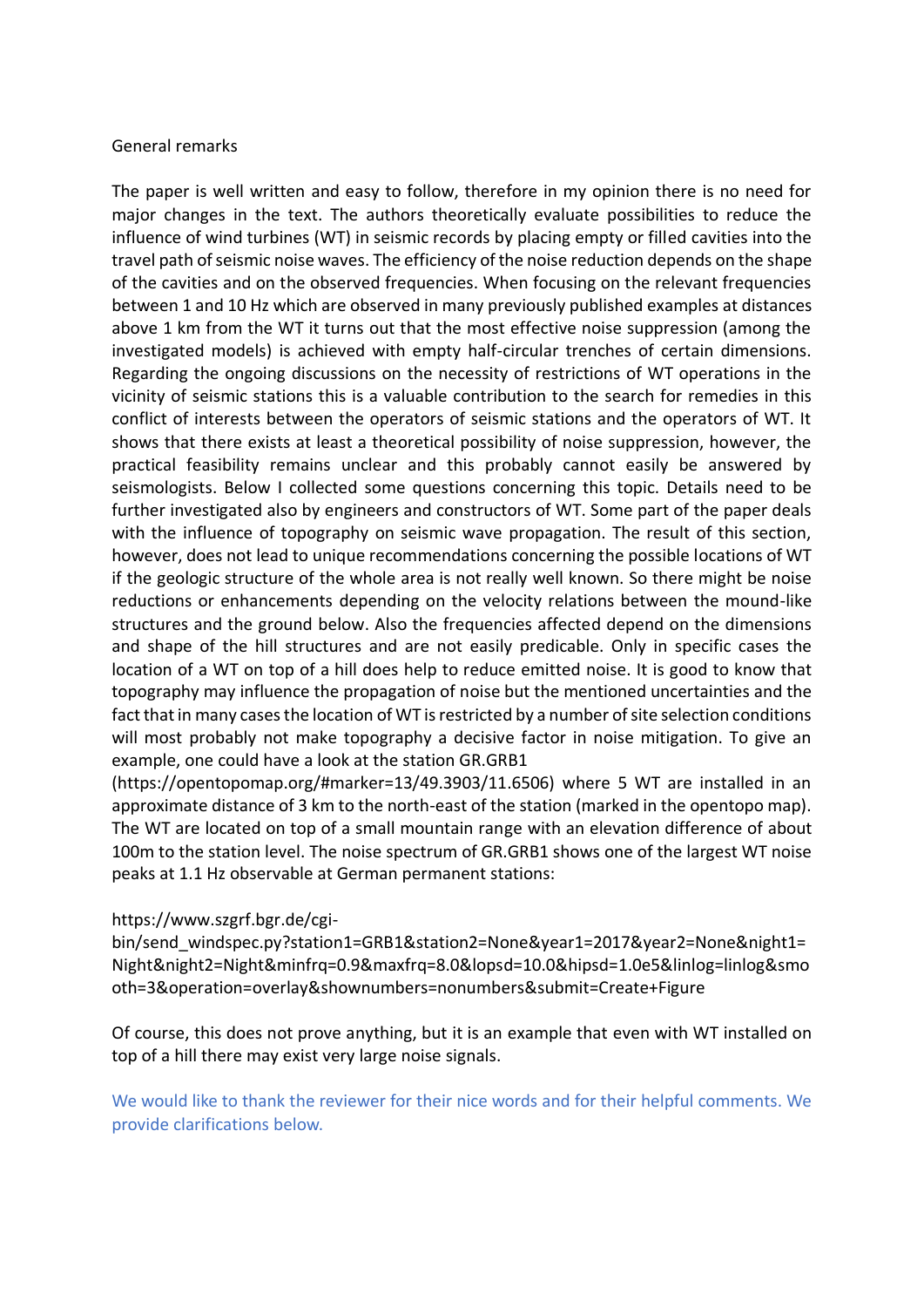General remarks

The paper is well written and easy to follow, therefore in my opinion there is no need for major changes in the text. The authors theoretically evaluate possibilities to reduce the influence of wind turbines (WT) in seismic records by placing empty or filled cavities into the travel path of seismic noise waves. The efficiency of the noise reduction depends on the shape of the cavities and on the observed frequencies. When focusing on the relevant frequencies between 1 and 10 Hz which are observed in many previously published examples at distances above 1 km from the WT it turns out that the most effective noise suppression (among the investigated models) is achieved with empty half-circular trenches of certain dimensions. Regarding the ongoing discussions on the necessity of restrictions of WT operations in the vicinity of seismic stations this is a valuable contribution to the search for remedies in this conflict of interests between the operators of seismic stations and the operators of WT. It shows that there exists at least a theoretical possibility of noise suppression, however, the practical feasibility remains unclear and this probably cannot easily be answered by seismologists. Below I collected some questions concerning this topic. Details need to be further investigated also by engineers and constructors of WT. Some part of the paper deals with the influence of topography on seismic wave propagation. The result of this section, however, does not lead to unique recommendations concerning the possible locations of WT if the geologic structure of the whole area is not really well known. So there might be noise reductions or enhancements depending on the velocity relations between the mound-like structures and the ground below. Also the frequencies affected depend on the dimensions and shape of the hill structures and are not easily predicable. Only in specific cases the location of a WT on top of a hill does help to reduce emitted noise. It is good to know that topography may influence the propagation of noise but the mentioned uncertainties and the fact that in many cases the location of WT is restricted by a number of site selection conditions will most probably not make topography a decisive factor in noise mitigation. To give an example, one could have a look at the station GR.GRB1 (https://opentopomap.org/#marker=13/49.3903/11.6506) where 5 WT are installed in an approximate distance of 3 km to the north-east of the station (marked in the opentopo map). The WT are located on top of a small mountain range with an elevation difference of about 100m to the station level. The noise spectrum of GR.GRB1 shows one of the largest WT noise peaks at 1.1 Hz observable at German permanent stations:

https://www.szgrf.bgr.de/cgi-bin/send_windspec.py?station1=GRB1&station2=None&year1=2017&year2=None&night1=Night&night2=Night&minfrq=0.9&maxfrq=8.0&lopsd=10.0&hipsd=1.0e5&linlog=linlog&smooth=3&operation=overlay&shownumbers=nonumbers&submit=Create+Figure

Of course, this does not prove anything, but it is an example that even with WT installed on top of a hill there may exist very large noise signals.

We would like to thank the reviewer for their nice words and for their helpful comments. We provide clarifications below.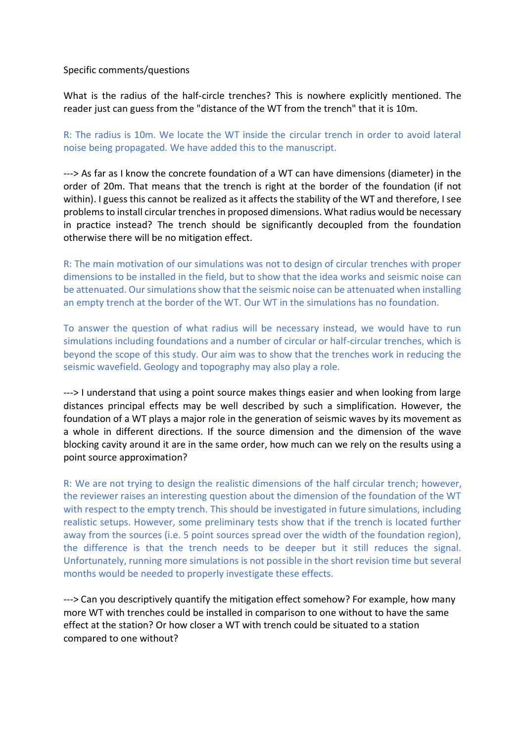Specific comments/questions

What is the radius of the half-circle trenches? This is nowhere explicitly mentioned. The reader just can guess from the "distance of the WT from the trench" that it is 10m.

R: The radius is 10m. We locate the WT inside the circular trench in order to avoid lateral noise being propagated. We have added this to the manuscript.

---> As far as I know the concrete foundation of a WT can have dimensions (diameter) in the order of 20m. That means that the trench is right at the border of the foundation (if not within). I guess this cannot be realized as it affects the stability of the WT and therefore, I see problems to install circular trenches in proposed dimensions. What radius would be necessary in practice instead? The trench should be significantly decoupled from the foundation otherwise there will be no mitigation effect.

R: The main motivation of our simulations was not to design of circular trenches with proper dimensions to be installed in the field, but to show that the idea works and seismic noise can be attenuated. Our simulations show that the seismic noise can be attenuated when installing an empty trench at the border of the WT. Our WT in the simulations has no foundation.

To answer the question of what radius will be necessary instead, we would have to run simulations including foundations and a number of circular or half-circular trenches, which is beyond the scope of this study. Our aim was to show that the trenches work in reducing the seismic wavefield. Geology and topography may also play a role.

---> I understand that using a point source makes things easier and when looking from large distances principal effects may be well described by such a simplification. However, the foundation of a WT plays a major role in the generation of seismic waves by its movement as a whole in different directions. If the source dimension and the dimension of the wave blocking cavity around it are in the same order, how much can we rely on the results using a point source approximation?

R: We are not trying to design the realistic dimensions of the half circular trench; however, the reviewer raises an interesting question about the dimension of the foundation of the WT with respect to the empty trench. This should be investigated in future simulations, including realistic setups. However, some preliminary tests show that if the trench is located further away from the sources (i.e. 5 point sources spread over the width of the foundation region), the difference is that the trench needs to be deeper but it still reduces the signal. Unfortunately, running more simulations is not possible in the short revision time but several months would be needed to properly investigate these effects.

---> Can you descriptively quantify the mitigation effect somehow? For example, how many more WT with trenches could be installed in comparison to one without to have the same effect at the station? Or how closer a WT with trench could be situated to a station compared to one without?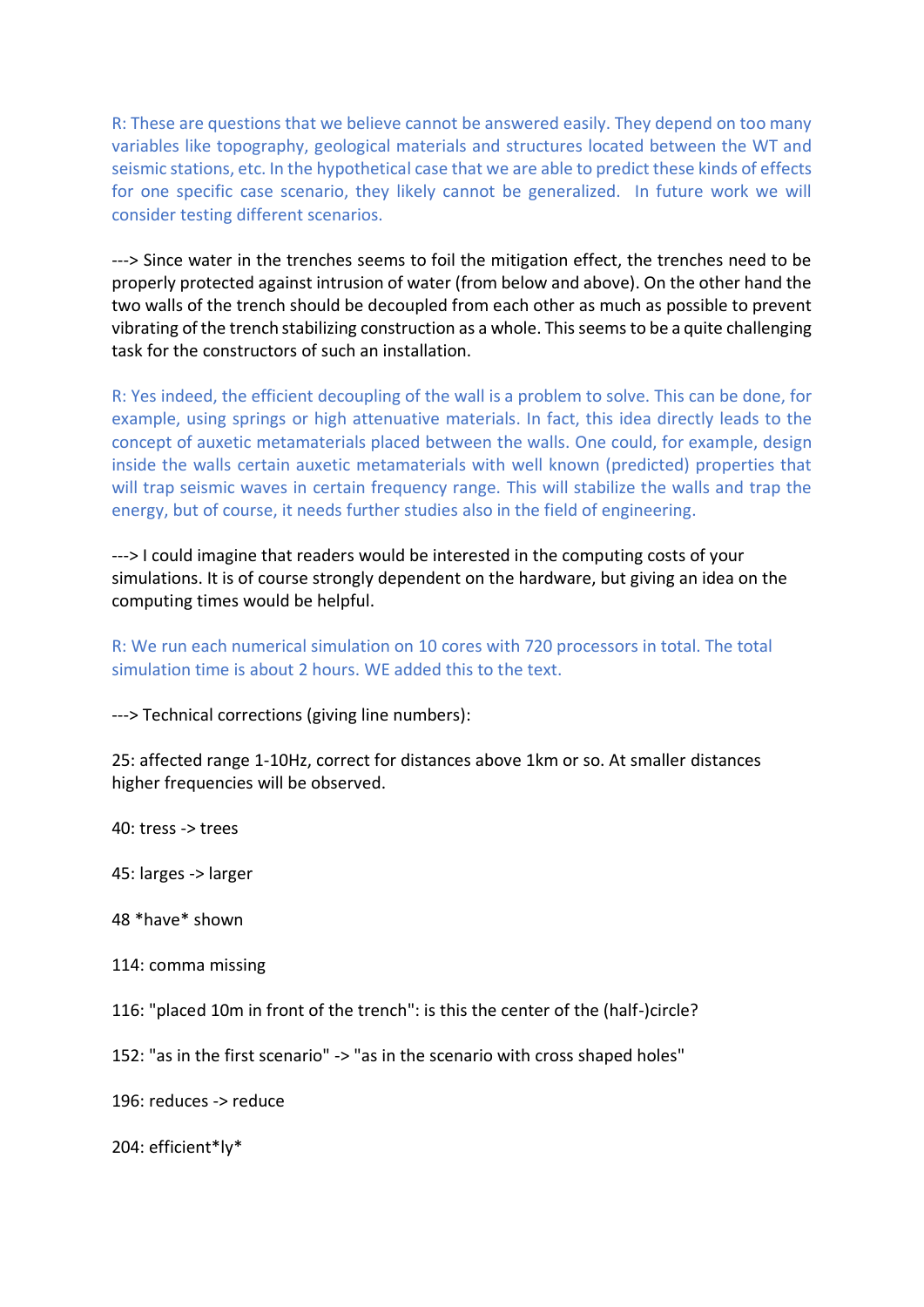R: These are questions that we believe cannot be answered easily. They depend on too many variables like topography, geological materials and structures located between the WT and seismic stations, etc. In the hypothetical case that we are able to predict these kinds of effects for one specific case scenario, they likely cannot be generalized. In future work we will consider testing different scenarios.

---> Since water in the trenches seems to foil the mitigation effect, the trenches need to be properly protected against intrusion of water (from below and above). On the other hand the two walls of the trench should be decoupled from each other as much as possible to prevent vibrating of the trench stabilizing construction as a whole. This seems to be a quite challenging task for the constructors of such an installation.

R: Yes indeed, the efficient decoupling of the wall is a problem to solve. This can be done, for example, using springs or high attenuative materials. In fact, this idea directly leads to the concept of auxetic metamaterials placed between the walls. One could, for example, design inside the walls certain auxetic metamaterials with well known (predicted) properties that will trap seismic waves in certain frequency range. This will stabilize the walls and trap the energy, but of course, it needs further studies also in the field of engineering.

---> I could imagine that readers would be interested in the computing costs of your simulations. It is of course strongly dependent on the hardware, but giving an idea on the computing times would be helpful.

R: We run each numerical simulation on 10 cores with 720 processors in total. The total simulation time is about 2 hours. WE added this to the text.

---> Technical corrections (giving line numbers):

25: affected range 1-10Hz, correct for distances above 1km or so. At smaller distances higher frequencies will be observed.

40: tress -> trees

45: larges -> larger

48 *have* shown

114: comma missing

116: "placed 10m in front of the trench": is this the center of the (half-)circle?

152: "as in the first scenario" -> "as in the scenario with cross shaped holes"

196: reduces -> reduce

204: efficient*ly*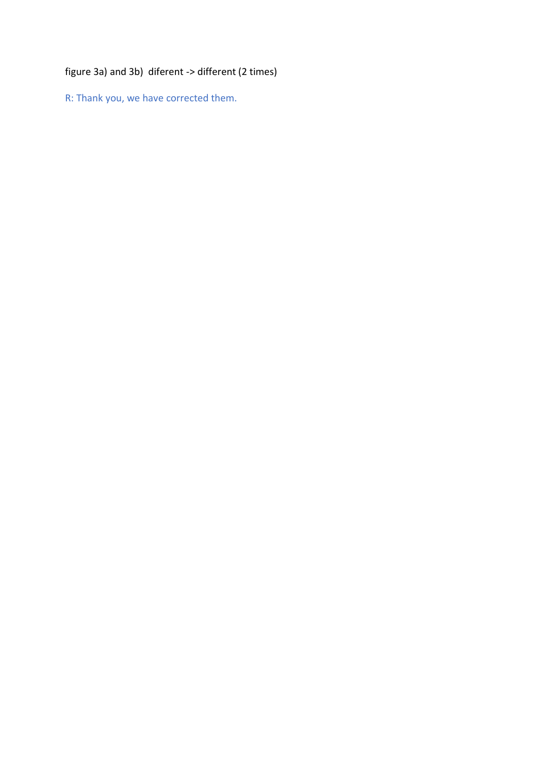figure 3a) and 3b) diferent -> different (2 times)

R: Thank you, we have corrected them.